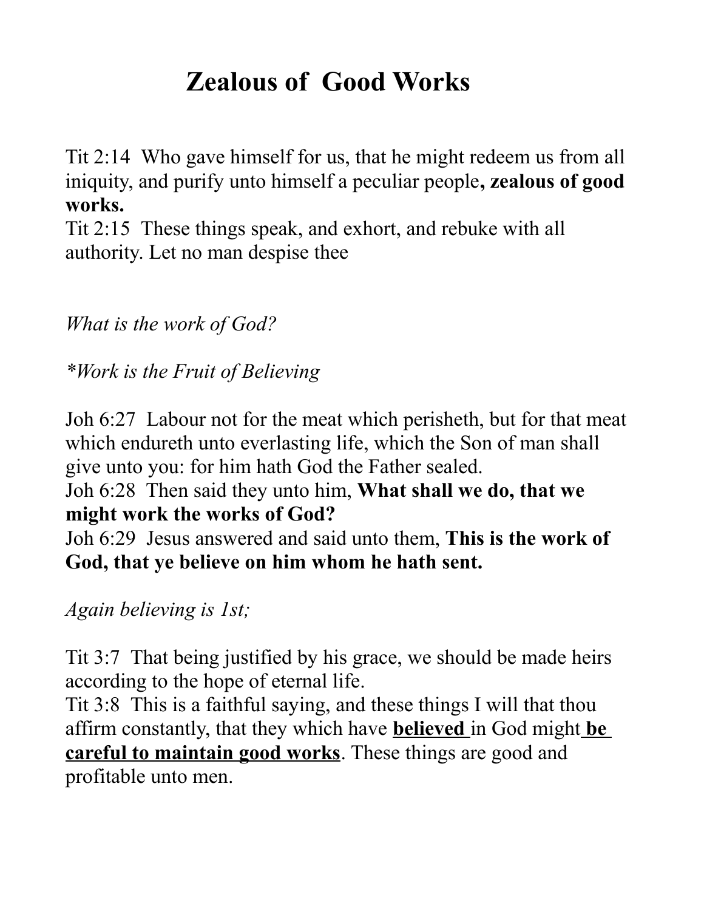# Zealous of Good Works

Tit 2:14 Who gave himself for us, that he might redeem us from all iniquity, and purify unto himself a peculiar people**, zealous of good works.**
Tit 2:15 These things speak, and exhort, and rebuke with all authority. Let no man despise thee

*What is the work of God?*

*\*Work is the Fruit of Believing*

Joh 6:27 Labour not for the meat which perisheth, but for that meat which endureth unto everlasting life, which the Son of man shall give unto you: for him hath God the Father sealed.
Joh 6:28 Then said they unto him, **What shall we do, that we might work the works of God?**
Joh 6:29 Jesus answered and said unto them, **This is the work of God, that ye believe on him whom he hath sent.**

*Again believing is 1st;*

Tit 3:7 That being justified by his grace, we should be made heirs according to the hope of eternal life.
Tit 3:8 This is a faithful saying, and these things I will that thou affirm constantly, that they which have <u>**believed**</u> in God might <u>**be careful to maintain good works**</u>. These things are good and profitable unto men.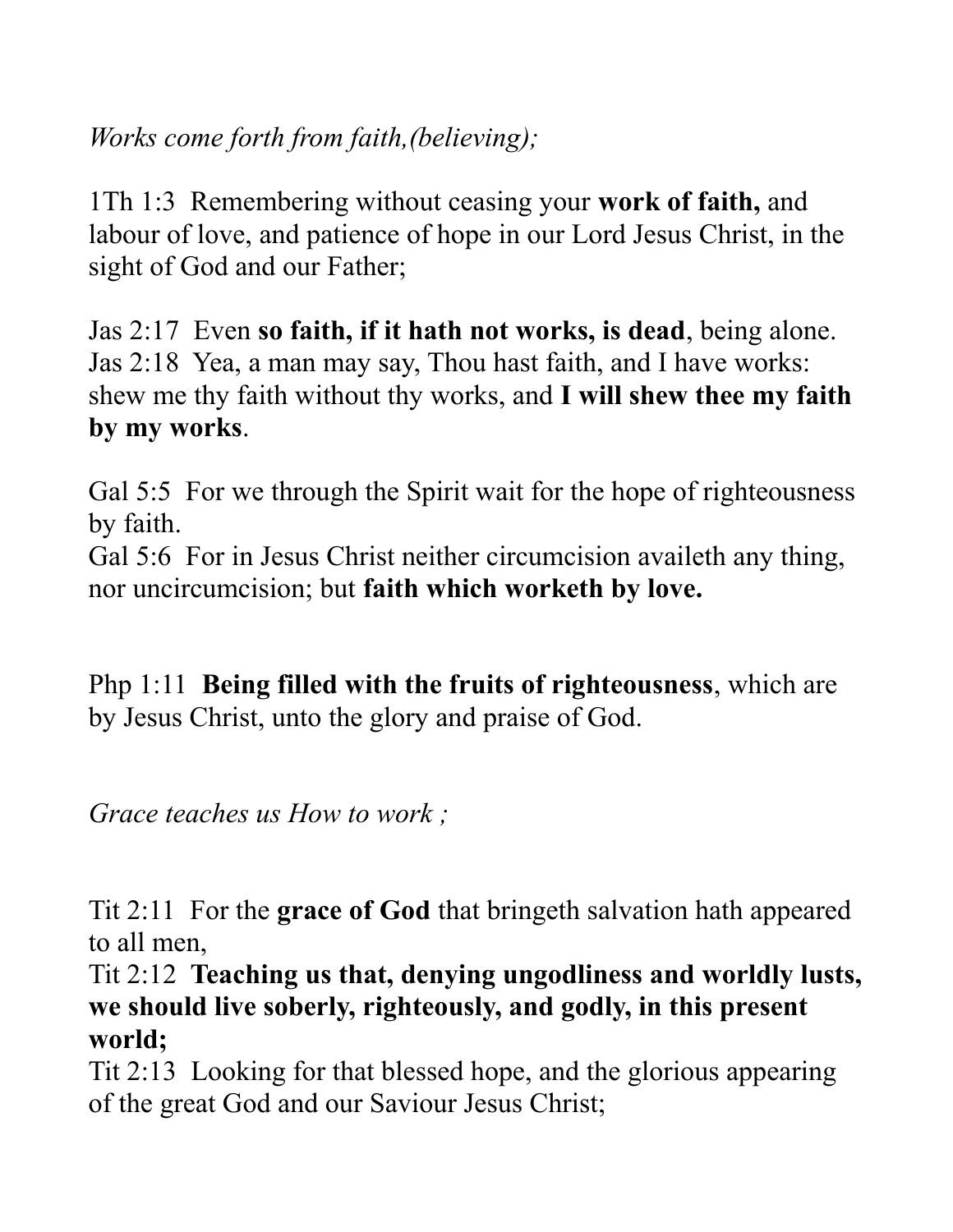*Works come forth from faith,(believing);*

1Th 1:3  Remembering without ceasing your **work of faith,** and labour of love, and patience of hope in our Lord Jesus Christ, in the sight of God and our Father;

Jas 2:17  Even **so faith, if it hath not works, is dead**, being alone.
Jas 2:18  Yea, a man may say, Thou hast faith, and I have works: shew me thy faith without thy works, and **I will shew thee my faith by my works**.

Gal 5:5  For we through the Spirit wait for the hope of righteousness by faith.
Gal 5:6  For in Jesus Christ neither circumcision availeth any thing, nor uncircumcision; but **faith which worketh by love.**

Php 1:11  **Being filled with the fruits of righteousness**, which are by Jesus Christ, unto the glory and praise of God.

*Grace teaches us How to work ;*

Tit 2:11  For the **grace of God** that bringeth salvation hath appeared to all men,
Tit 2:12  **Teaching us that, denying ungodliness and worldly lusts, we should live soberly, righteously, and godly, in this present world;**
Tit 2:13  Looking for that blessed hope, and the glorious appearing of the great God and our Saviour Jesus Christ;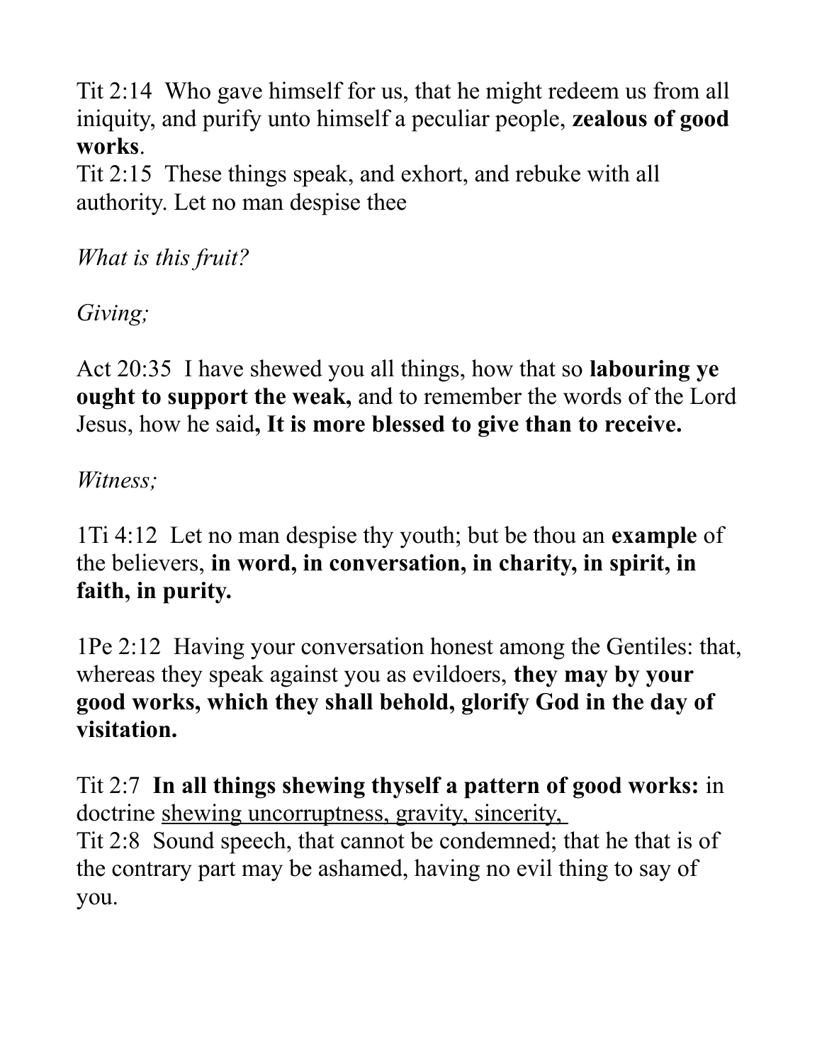Tit 2:14  Who gave himself for us, that he might redeem us from all iniquity, and purify unto himself a peculiar people, **zealous of good works**.
Tit 2:15  These things speak, and exhort, and rebuke with all authority. Let no man despise thee

*What is this fruit?*

*Giving;*

Act 20:35  I have shewed you all things, how that so **labouring ye ought to support the weak,** and to remember the words of the Lord Jesus, how he said**, It is more blessed to give than to receive.**

*Witness;*

1Ti 4:12  Let no man despise thy youth; but be thou an **example** of the believers, **in word, in conversation, in charity, in spirit, in faith, in purity.**

1Pe 2:12  Having your conversation honest among the Gentiles: that, whereas they speak against you as evildoers, **they may by your good works, which they shall behold, glorify God in the day of visitation.**

Tit 2:7  **In all things shewing thyself a pattern of good works:** in doctrine <u>shewing uncorruptness, gravity, sincerity,</u>
Tit 2:8  Sound speech, that cannot be condemned; that he that is of the contrary part may be ashamed, having no evil thing to say of you.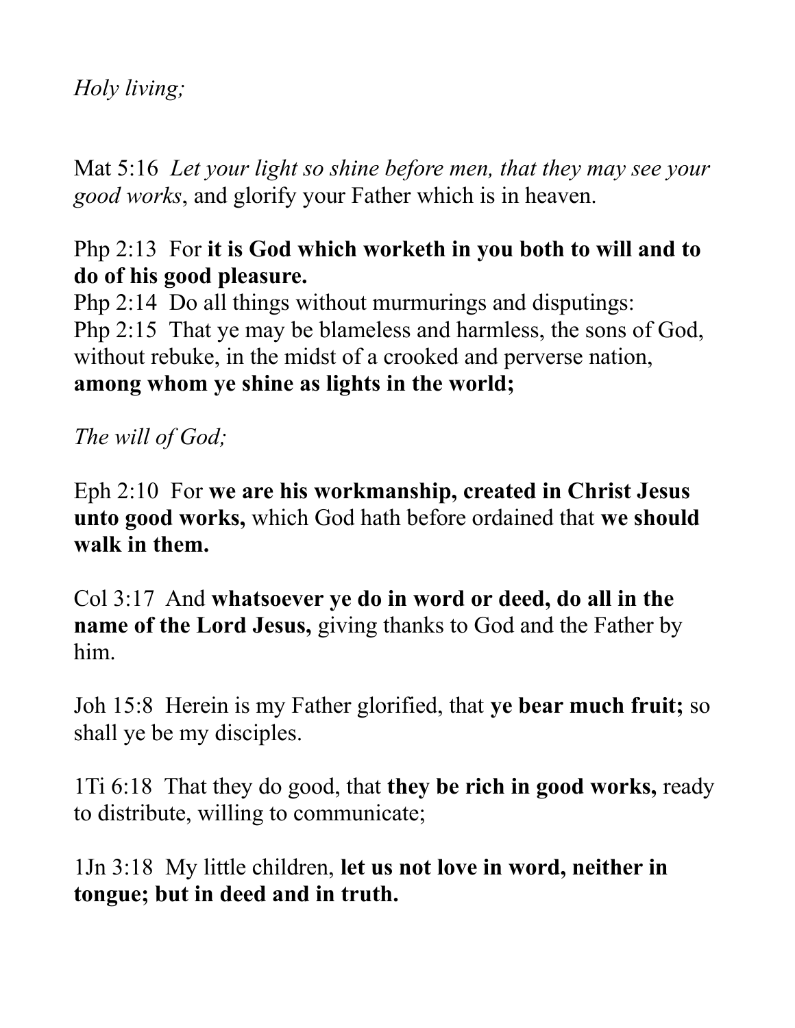*Holy living;*

Mat 5:16 *Let your light so shine before men, that they may see your good works*, and glorify your Father which is in heaven.

Php 2:13 For **it is God which worketh in you both to will and to do of his good pleasure.**
Php 2:14 Do all things without murmurings and disputings:
Php 2:15 That ye may be blameless and harmless, the sons of God, without rebuke, in the midst of a crooked and perverse nation, **among whom ye shine as lights in the world;**

*The will of God;*

Eph 2:10 For **we are his workmanship, created in Christ Jesus unto good works,** which God hath before ordained that **we should walk in them.**

Col 3:17 And **whatsoever ye do in word or deed, do all in the name of the Lord Jesus,** giving thanks to God and the Father by him.

Joh 15:8 Herein is my Father glorified, that **ye bear much fruit;** so shall ye be my disciples.

1Ti 6:18 That they do good, that **they be rich in good works,** ready to distribute, willing to communicate;

1Jn 3:18 My little children, **let us not love in word, neither in tongue; but in deed and in truth.**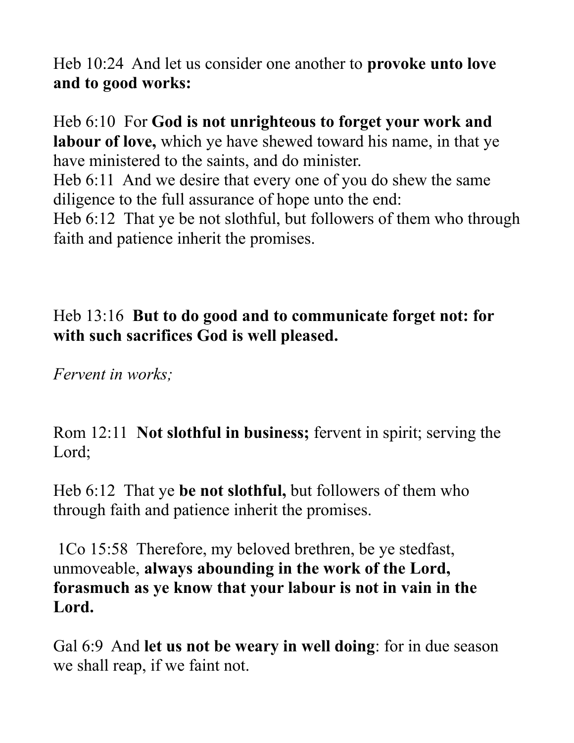Heb 10:24 And let us consider one another to **provoke unto love and to good works:**

Heb 6:10 For **God is not unrighteous to forget your work and labour of love,** which ye have shewed toward his name, in that ye have ministered to the saints, and do minister.
Heb 6:11 And we desire that every one of you do shew the same diligence to the full assurance of hope unto the end:
Heb 6:12 That ye be not slothful, but followers of them who through faith and patience inherit the promises.

Heb 13:16 **But to do good and to communicate forget not: for with such sacrifices God is well pleased.**

*Fervent in works;*

Rom 12:11 **Not slothful in business;** fervent in spirit; serving the Lord;

Heb 6:12 That ye **be not slothful,** but followers of them who through faith and patience inherit the promises.

1Co 15:58 Therefore, my beloved brethren, be ye stedfast, unmoveable, **always abounding in the work of the Lord, forasmuch as ye know that your labour is not in vain in the Lord.**

Gal 6:9 And **let us not be weary in well doing**: for in due season we shall reap, if we faint not.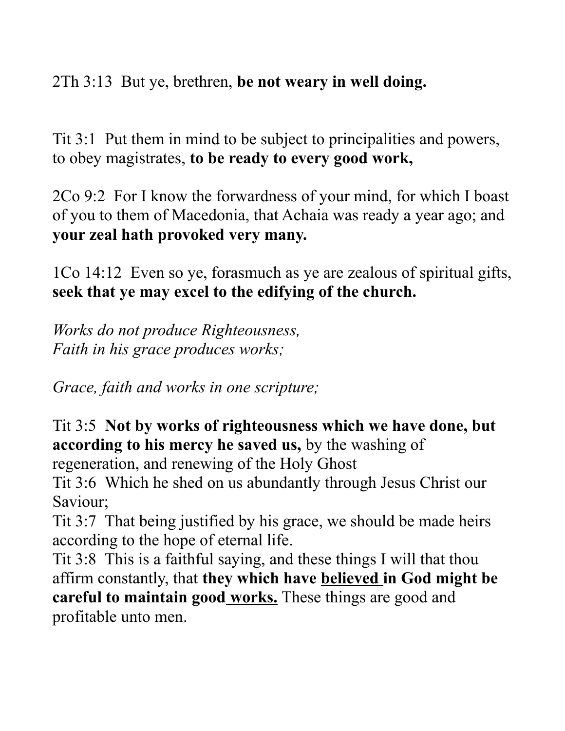2Th 3:13  But ye, brethren, **be not weary in well doing.**

Tit 3:1  Put them in mind to be subject to principalities and powers, to obey magistrates, **to be ready to every good work,**

2Co 9:2  For I know the forwardness of your mind, for which I boast of you to them of Macedonia, that Achaia was ready a year ago; and **your zeal hath provoked very many.**

1Co 14:12  Even so ye, forasmuch as ye are zealous of spiritual gifts, **seek that ye may excel to the edifying of the church.**

*Works do not produce Righteousness,*
*Faith in his grace produces works;*

*Grace, faith and works in one scripture;*

Tit 3:5  **Not by works of righteousness which we have done, but according to his mercy he saved us,** by the washing of regeneration, and renewing of the Holy Ghost
Tit 3:6  Which he shed on us abundantly through Jesus Christ our Saviour;
Tit 3:7  That being justified by his grace, we should be made heirs according to the hope of eternal life.
Tit 3:8  This is a faithful saying, and these things I will that thou affirm constantly, that **they which have <u>believed</u> in God might be careful to maintain good <u>works.</u>** These things are good and profitable unto men.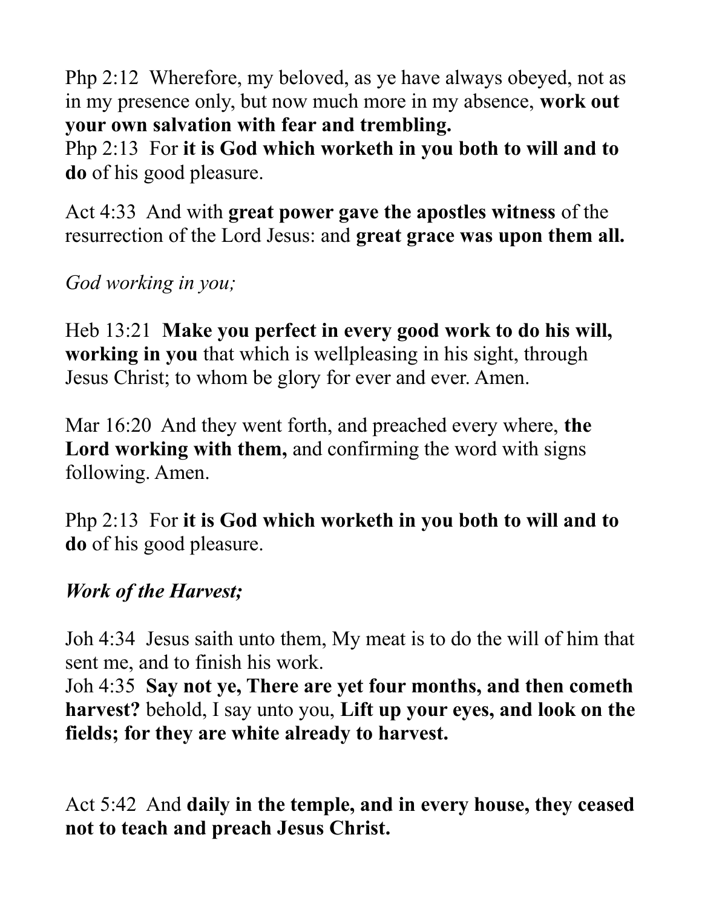Php 2:12  Wherefore, my beloved, as ye have always obeyed, not as in my presence only, but now much more in my absence, **work out your own salvation with fear and trembling.**
Php 2:13  For **it is God which worketh in you both to will and to do** of his good pleasure.

Act 4:33  And with **great power gave the apostles witness** of the resurrection of the Lord Jesus: and **great grace was upon them all.**

*God working in you;*

Heb 13:21  **Make you perfect in every good work to do his will, working in you** that which is wellpleasing in his sight, through Jesus Christ; to whom be glory for ever and ever. Amen.

Mar 16:20  And they went forth, and preached every where, **the Lord working with them,** and confirming the word with signs following. Amen.

Php 2:13  For **it is God which worketh in you both to will and to do** of his good pleasure.

***Work of the Harvest;***

Joh 4:34  Jesus saith unto them, My meat is to do the will of him that sent me, and to finish his work.
Joh 4:35  **Say not ye, There are yet four months, and then cometh harvest?** behold, I say unto you, **Lift up your eyes, and look on the fields; for they are white already to harvest.**

Act 5:42  And **daily in the temple, and in every house, they ceased not to teach and preach Jesus Christ.**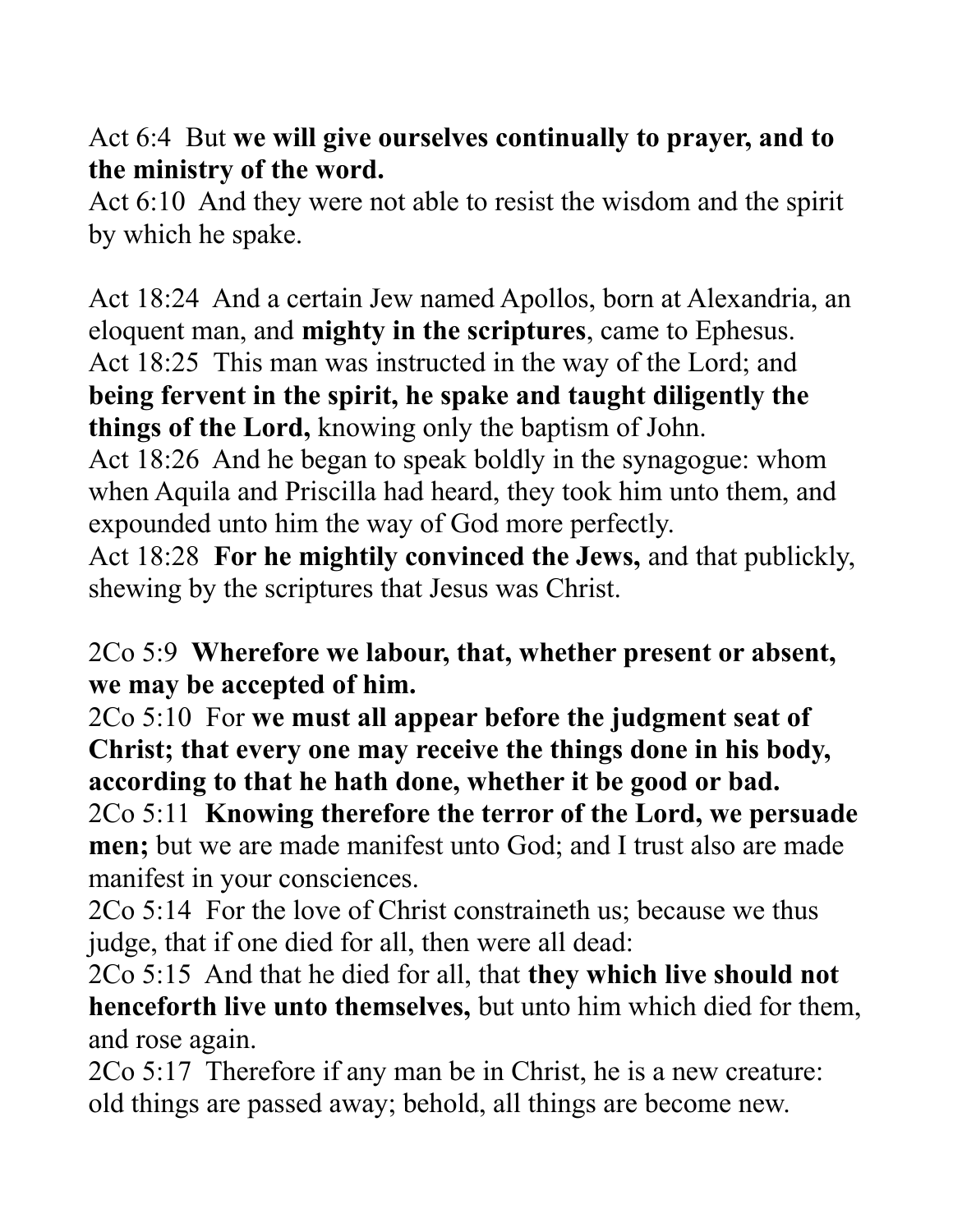Act 6:4  But **we will give ourselves continually to prayer, and to the ministry of the word.**
Act 6:10  And they were not able to resist the wisdom and the spirit by which he spake.

Act 18:24  And a certain Jew named Apollos, born at Alexandria, an eloquent man, and **mighty in the scriptures**, came to Ephesus.
Act 18:25  This man was instructed in the way of the Lord; and **being fervent in the spirit, he spake and taught diligently the things of the Lord,** knowing only the baptism of John.
Act 18:26  And he began to speak boldly in the synagogue: whom when Aquila and Priscilla had heard, they took him unto them, and expounded unto him the way of God more perfectly.
Act 18:28  **For he mightily convinced the Jews,** and that publickly, shewing by the scriptures that Jesus was Christ.

2Co 5:9  **Wherefore we labour, that, whether present or absent, we may be accepted of him.**
2Co 5:10  For **we must all appear before the judgment seat of Christ; that every one may receive the things done in his body, according to that he hath done, whether it be good or bad.**
2Co 5:11  **Knowing therefore the terror of the Lord, we persuade men;** but we are made manifest unto God; and I trust also are made manifest in your consciences.
2Co 5:14  For the love of Christ constraineth us; because we thus judge, that if one died for all, then were all dead:
2Co 5:15  And that he died for all, that **they which live should not henceforth live unto themselves,** but unto him which died for them, and rose again.
2Co 5:17  Therefore if any man be in Christ, he is a new creature: old things are passed away; behold, all things are become new.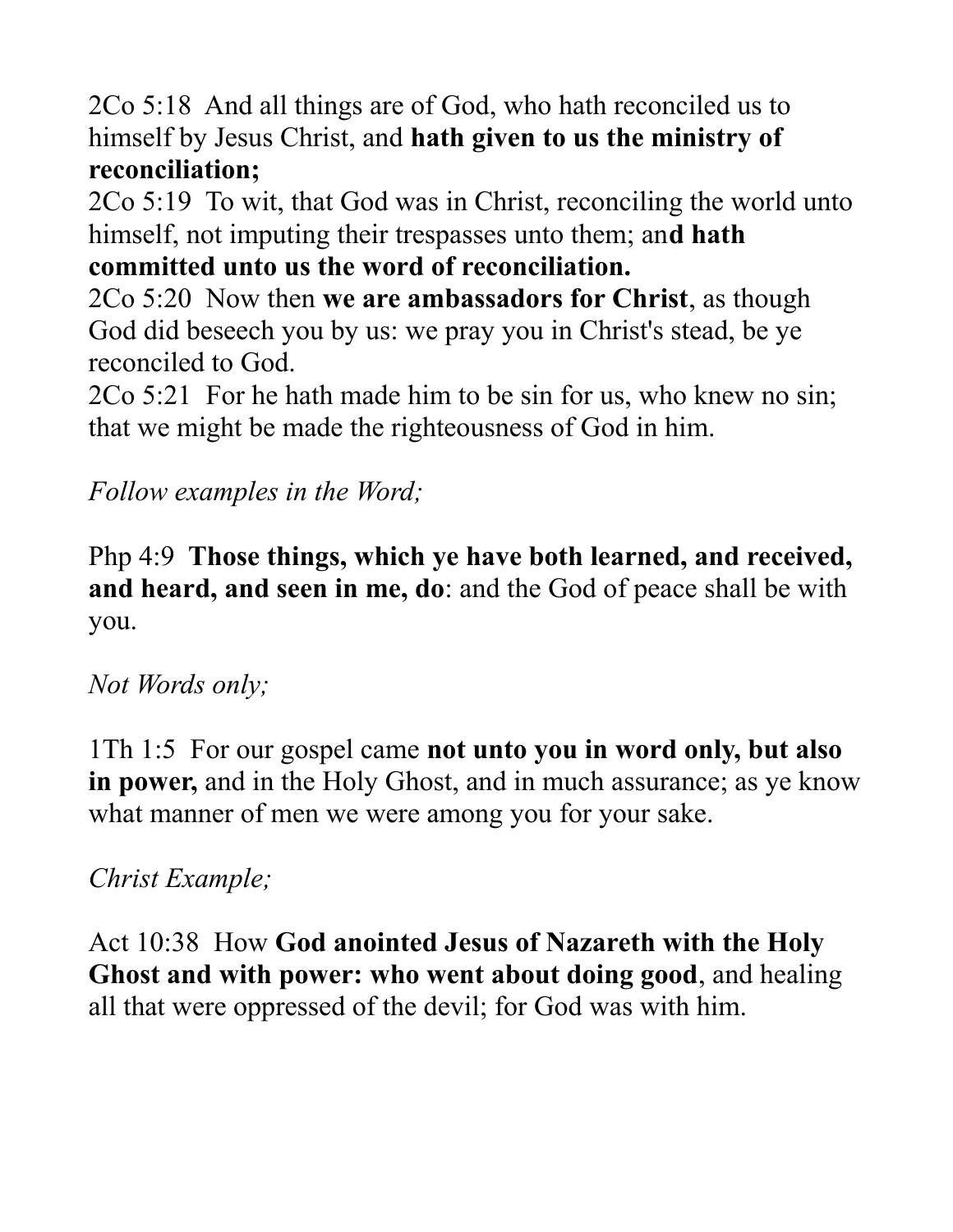2Co 5:18  And all things are of God, who hath reconciled us to himself by Jesus Christ, and **hath given to us the ministry of reconciliation;**
2Co 5:19  To wit, that God was in Christ, reconciling the world unto himself, not imputing their trespasses unto them; an**d hath committed unto us the word of reconciliation.**
2Co 5:20  Now then **we are ambassadors for Christ**, as though God did beseech you by us: we pray you in Christ's stead, be ye reconciled to God.
2Co 5:21  For he hath made him to be sin for us, who knew no sin; that we might be made the righteousness of God in him.

*Follow examples in the Word;*

Php 4:9  **Those things, which ye have both learned, and received, and heard, and seen in me, do**: and the God of peace shall be with you.

*Not Words only;*

1Th 1:5  For our gospel came **not unto you in word only, but also in power,** and in the Holy Ghost, and in much assurance; as ye know what manner of men we were among you for your sake.

*Christ Example;*

Act 10:38  How **God anointed Jesus of Nazareth with the Holy Ghost and with power: who went about doing good**, and healing all that were oppressed of the devil; for God was with him.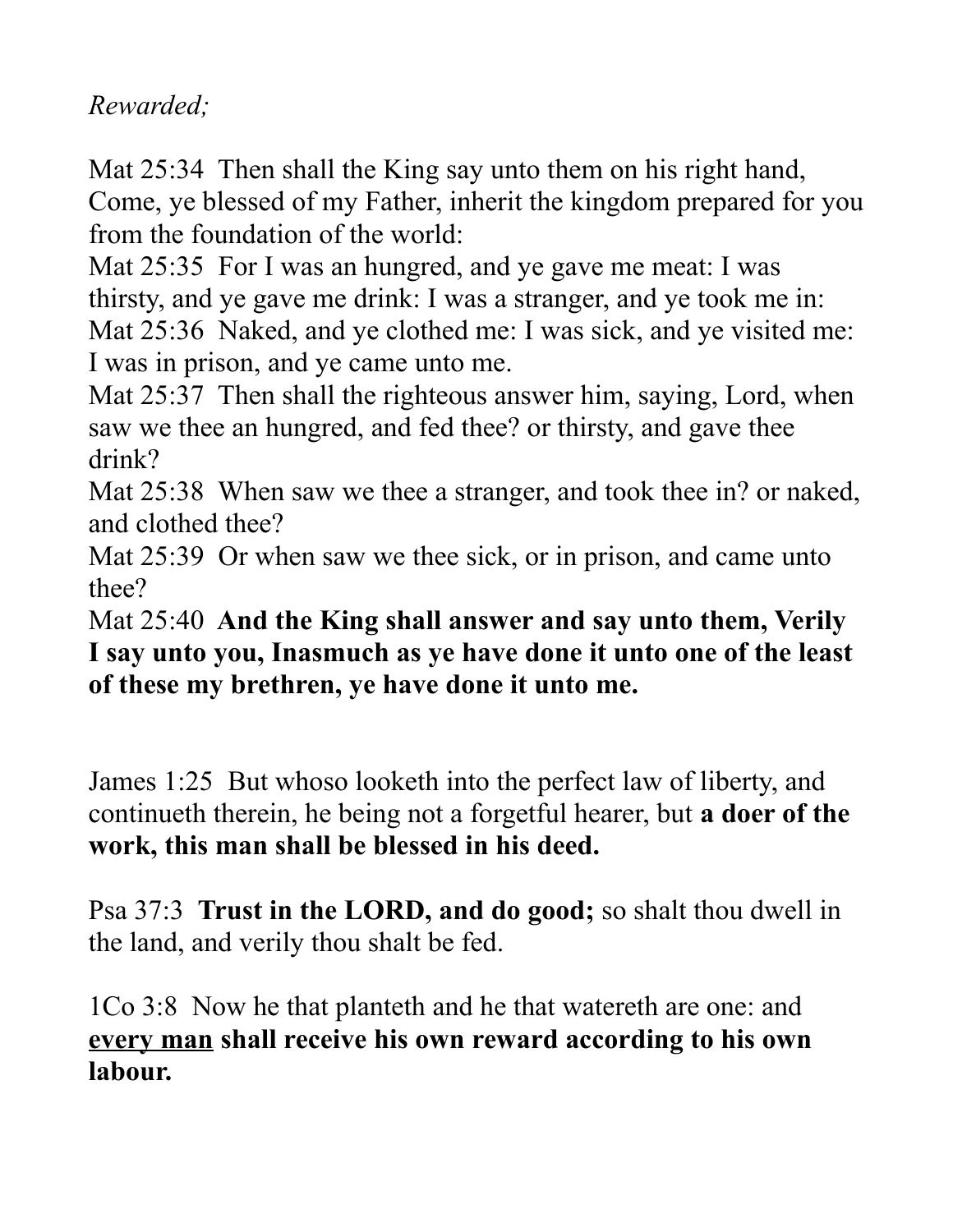*Rewarded;*

Mat 25:34  Then shall the King say unto them on his right hand, Come, ye blessed of my Father, inherit the kingdom prepared for you from the foundation of the world:
Mat 25:35  For I was an hungred, and ye gave me meat: I was thirsty, and ye gave me drink: I was a stranger, and ye took me in:
Mat 25:36  Naked, and ye clothed me: I was sick, and ye visited me: I was in prison, and ye came unto me.
Mat 25:37  Then shall the righteous answer him, saying, Lord, when saw we thee an hungred, and fed thee? or thirsty, and gave thee drink?
Mat 25:38  When saw we thee a stranger, and took thee in? or naked, and clothed thee?
Mat 25:39  Or when saw we thee sick, or in prison, and came unto thee?
Mat 25:40  **And the King shall answer and say unto them, Verily I say unto you, Inasmuch as ye have done it unto one of the least of these my brethren, ye have done it unto me.**

James 1:25  But whoso looketh into the perfect law of liberty, and continueth therein, he being not a forgetful hearer, but **a doer of the work, this man shall be blessed in his deed.**

Psa 37:3  **Trust in the LORD, and do good;** so shalt thou dwell in the land, and verily thou shalt be fed.

1Co 3:8  Now he that planteth and he that watereth are one: and <u>**every man**</u> **shall receive his own reward according to his own labour.**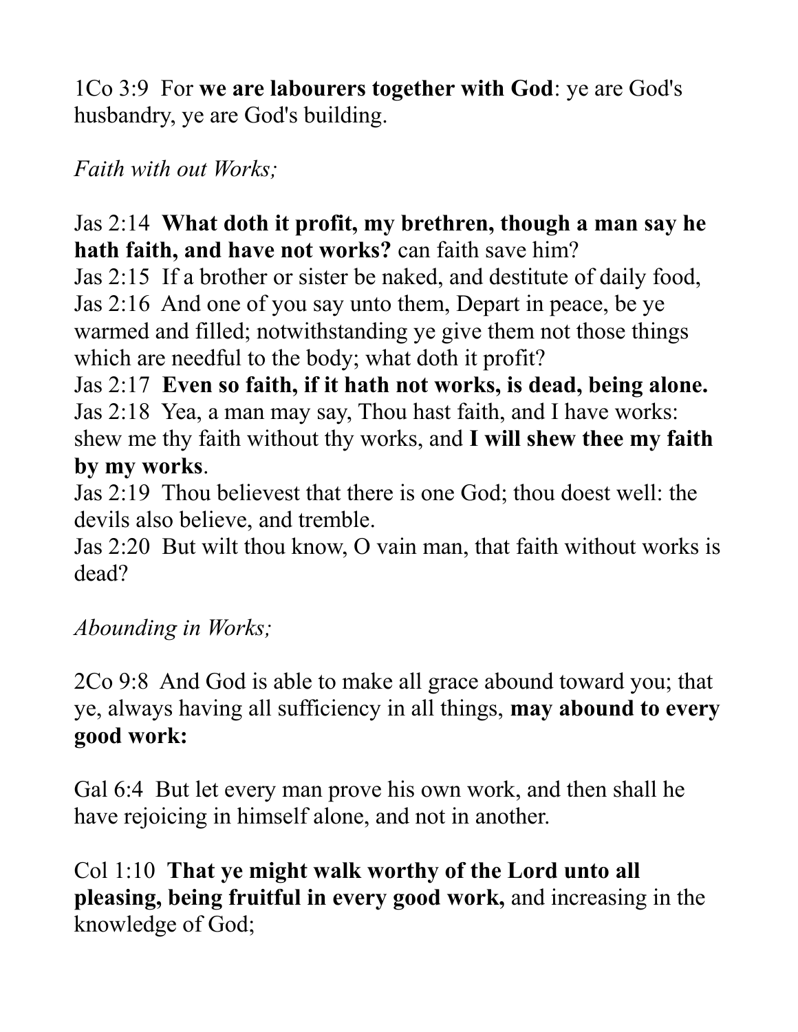1Co 3:9  For **we are labourers together with God**: ye are God's husbandry, ye are God's building.

*Faith with out Works;*

Jas 2:14  **What doth it profit, my brethren, though a man say he hath faith, and have not works?** can faith save him?
Jas 2:15  If a brother or sister be naked, and destitute of daily food,
Jas 2:16  And one of you say unto them, Depart in peace, be ye warmed and filled; notwithstanding ye give them not those things which are needful to the body; what doth it profit?
Jas 2:17  **Even so faith, if it hath not works, is dead, being alone.**
Jas 2:18  Yea, a man may say, Thou hast faith, and I have works: shew me thy faith without thy works, and **I will shew thee my faith by my works**.
Jas 2:19  Thou believest that there is one God; thou doest well: the devils also believe, and tremble.
Jas 2:20  But wilt thou know, O vain man, that faith without works is dead?

*Abounding in Works;*

2Co 9:8  And God is able to make all grace abound toward you; that ye, always having all sufficiency in all things, **may abound to every good work:**

Gal 6:4  But let every man prove his own work, and then shall he have rejoicing in himself alone, and not in another.

Col 1:10  **That ye might walk worthy of the Lord unto all pleasing, being fruitful in every good work,** and increasing in the knowledge of God;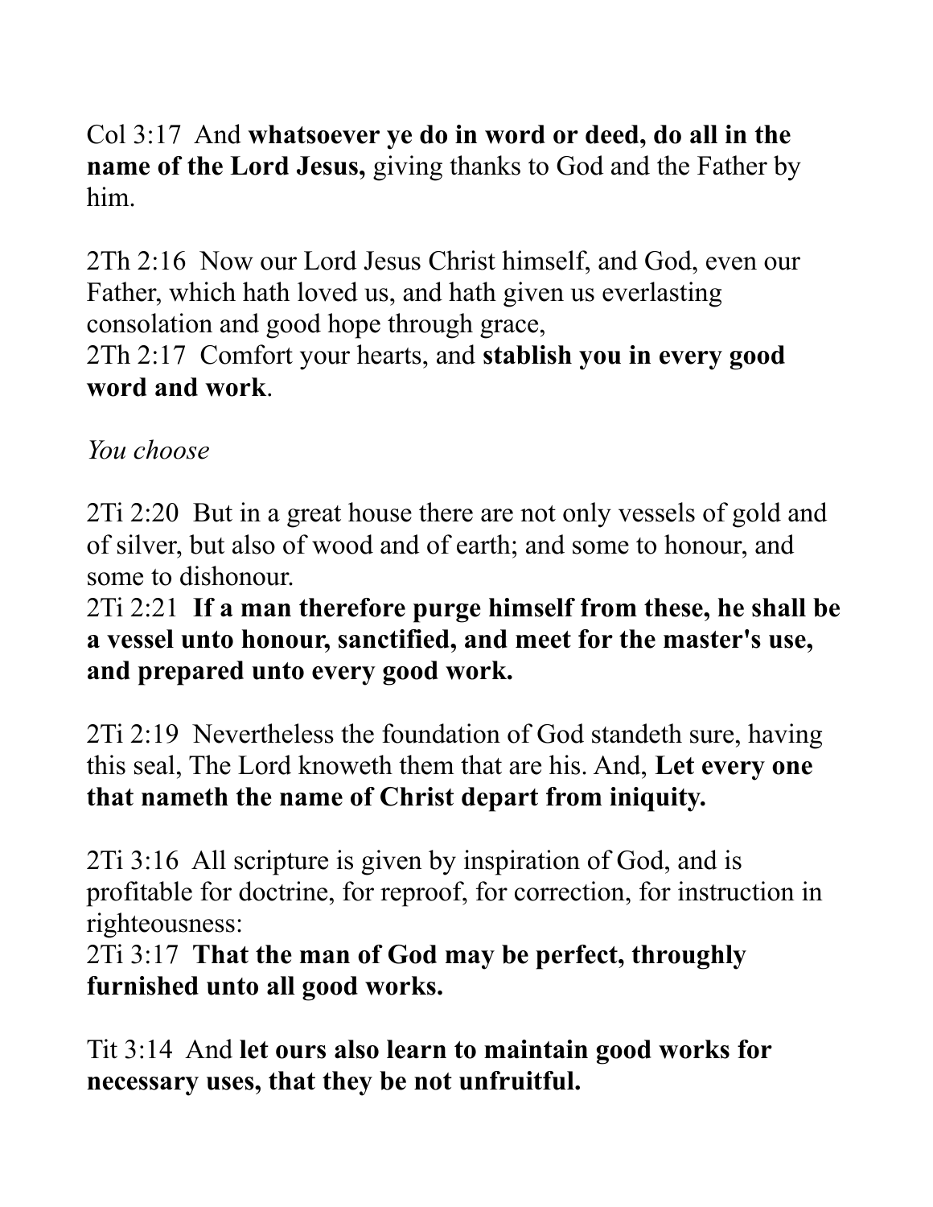Col 3:17  And **whatsoever ye do in word or deed, do all in the name of the Lord Jesus,** giving thanks to God and the Father by him.

2Th 2:16  Now our Lord Jesus Christ himself, and God, even our Father, which hath loved us, and hath given us everlasting consolation and good hope through grace,
2Th 2:17  Comfort your hearts, and **stablish you in every good word and work**.

*You choose*

2Ti 2:20  But in a great house there are not only vessels of gold and of silver, but also of wood and of earth; and some to honour, and some to dishonour.
2Ti 2:21  **If a man therefore purge himself from these, he shall be a vessel unto honour, sanctified, and meet for the master's use, and prepared unto every good work.**

2Ti 2:19  Nevertheless the foundation of God standeth sure, having this seal, The Lord knoweth them that are his. And, **Let every one that nameth the name of Christ depart from iniquity.**

2Ti 3:16  All scripture is given by inspiration of God, and is profitable for doctrine, for reproof, for correction, for instruction in righteousness:
2Ti 3:17  **That the man of God may be perfect, throughly furnished unto all good works.**

Tit 3:14  And **let ours also learn to maintain good works for necessary uses, that they be not unfruitful.**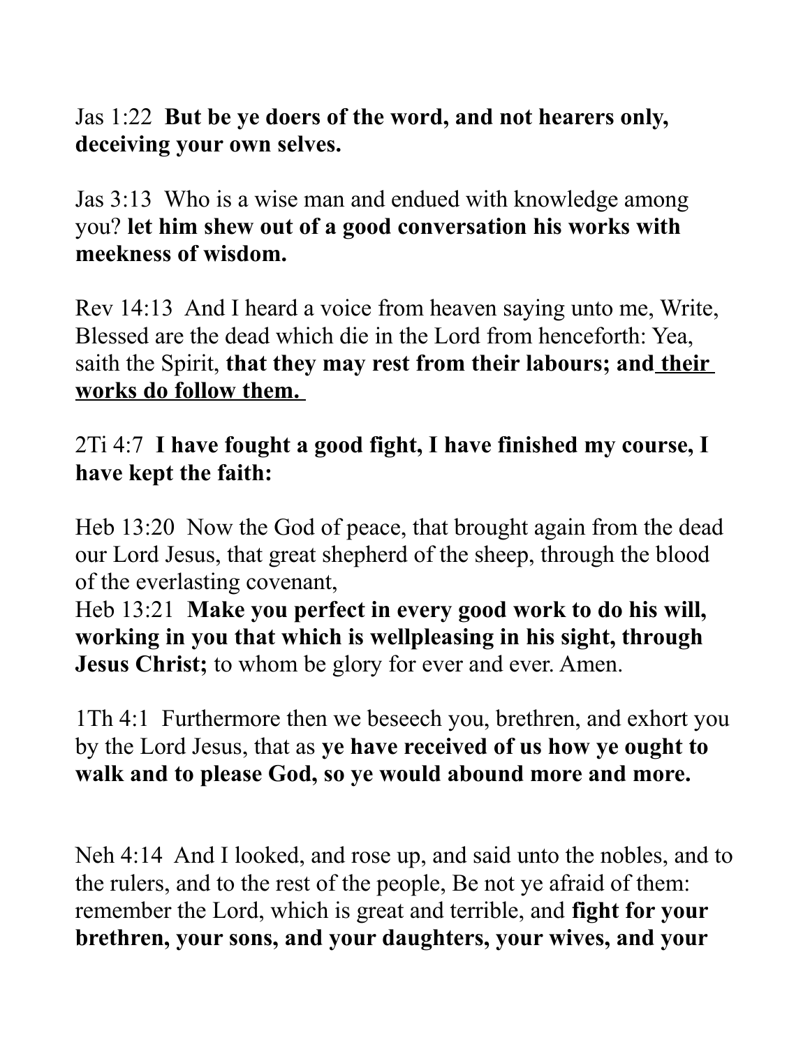Jas 1:22  **But be ye doers of the word, and not hearers only, deceiving your own selves.**

Jas 3:13  Who is a wise man and endued with knowledge among you? **let him shew out of a good conversation his works with meekness of wisdom.**

Rev 14:13  And I heard a voice from heaven saying unto me, Write, Blessed are the dead which die in the Lord from henceforth: Yea, saith the Spirit, **that they may rest from their labours; and <u>their works do follow them.</u>**

2Ti 4:7  **I have fought a good fight, I have finished my course, I have kept the faith:**

Heb 13:20  Now the God of peace, that brought again from the dead our Lord Jesus, that great shepherd of the sheep, through the blood of the everlasting covenant,
Heb 13:21  **Make you perfect in every good work to do his will, working in you that which is wellpleasing in his sight, through Jesus Christ;** to whom be glory for ever and ever. Amen.

1Th 4:1  Furthermore then we beseech you, brethren, and exhort you by the Lord Jesus, that as **ye have received of us how ye ought to walk and to please God, so ye would abound more and more.**

Neh 4:14  And I looked, and rose up, and said unto the nobles, and to the rulers, and to the rest of the people, Be not ye afraid of them: remember the Lord, which is great and terrible, and **fight for your brethren, your sons, and your daughters, your wives, and your**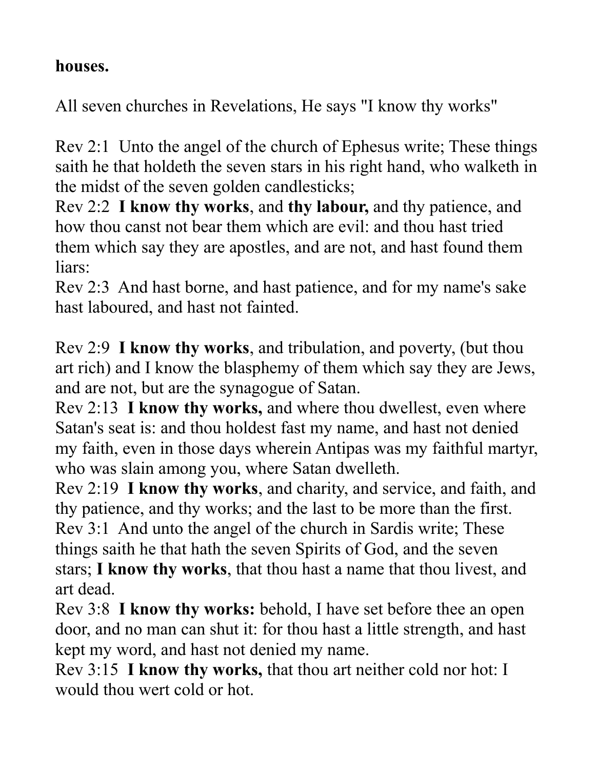**houses.**

All seven churches in Revelations, He says "I know thy works"

Rev 2:1  Unto the angel of the church of Ephesus write; These things saith he that holdeth the seven stars in his right hand, who walketh in the midst of the seven golden candlesticks;
Rev 2:2  **I know thy works**, and **thy labour,** and thy patience, and how thou canst not bear them which are evil: and thou hast tried them which say they are apostles, and are not, and hast found them liars:
Rev 2:3  And hast borne, and hast patience, and for my name's sake hast laboured, and hast not fainted.

Rev 2:9  **I know thy works**, and tribulation, and poverty, (but thou art rich) and I know the blasphemy of them which say they are Jews, and are not, but are the synagogue of Satan.
Rev 2:13  **I know thy works,** and where thou dwellest, even where Satan's seat is: and thou holdest fast my name, and hast not denied my faith, even in those days wherein Antipas was my faithful martyr, who was slain among you, where Satan dwelleth.
Rev 2:19  **I know thy works**, and charity, and service, and faith, and thy patience, and thy works; and the last to be more than the first.
Rev 3:1  And unto the angel of the church in Sardis write; These things saith he that hath the seven Spirits of God, and the seven stars; **I know thy works**, that thou hast a name that thou livest, and art dead.
Rev 3:8  **I know thy works:** behold, I have set before thee an open door, and no man can shut it: for thou hast a little strength, and hast kept my word, and hast not denied my name.
Rev 3:15  **I know thy works,** that thou art neither cold nor hot: I would thou wert cold or hot.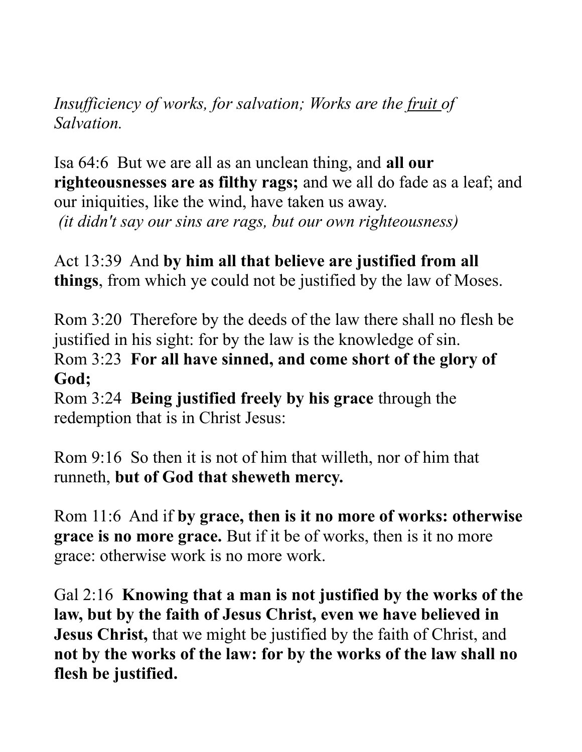*Insufficiency of works, for salvation; Works are the* *fruit* *of Salvation.*

Isa 64:6  But we are all as an unclean thing, and **all our righteousnesses are as filthy rags;** and we all do fade as a leaf; and our iniquities, like the wind, have taken us away.
*(it didn't say our sins are rags, but our own righteousness)*

Act 13:39  And **by him all that believe are justified from all things**, from which ye could not be justified by the law of Moses.

Rom 3:20  Therefore by the deeds of the law there shall no flesh be justified in his sight: for by the law is the knowledge of sin.
Rom 3:23  **For all have sinned, and come short of the glory of God;**
Rom 3:24  **Being justified freely by his grace** through the redemption that is in Christ Jesus:

Rom 9:16  So then it is not of him that willeth, nor of him that runneth, **but of God that sheweth mercy.**

Rom 11:6  And if **by grace, then is it no more of works: otherwise grace is no more grace.** But if it be of works, then is it no more grace: otherwise work is no more work.

Gal 2:16  **Knowing that a man is not justified by the works of the law, but by the faith of Jesus Christ, even we have believed in Jesus Christ,** that we might be justified by the faith of Christ, and **not by the works of the law: for by the works of the law shall no flesh be justified.**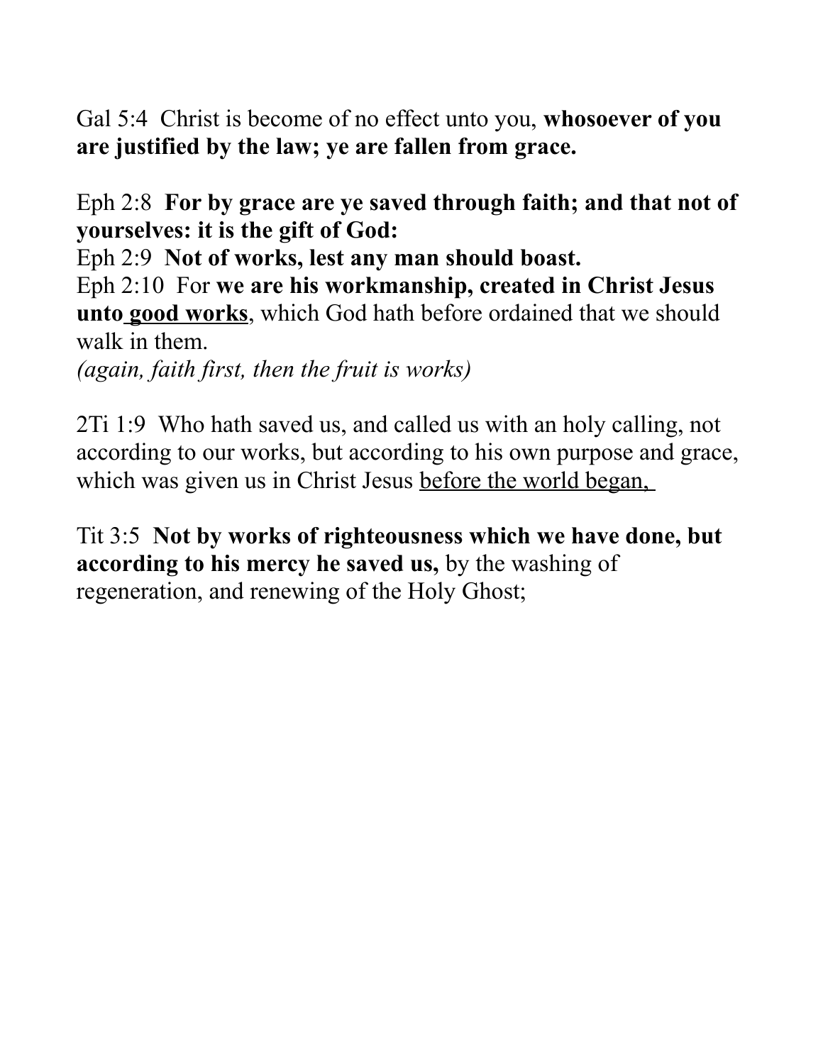Gal 5:4  Christ is become of no effect unto you, **whosoever of you are justified by the law; ye are fallen from grace.**

Eph 2:8  **For by grace are ye saved through faith; and that not of yourselves: it is the gift of God:**
Eph 2:9  **Not of works, lest any man should boast.**
Eph 2:10  For **we are his workmanship, created in Christ Jesus unto <u>good works</u>**, which God hath before ordained that we should walk in them.
*(again, faith first, then the fruit is works)*

2Ti 1:9  Who hath saved us, and called us with an holy calling, not according to our works, but according to his own purpose and grace, which was given us in Christ Jesus <u>before the world began,</u>

Tit 3:5  **Not by works of righteousness which we have done, but according to his mercy he saved us,** by the washing of regeneration, and renewing of the Holy Ghost;